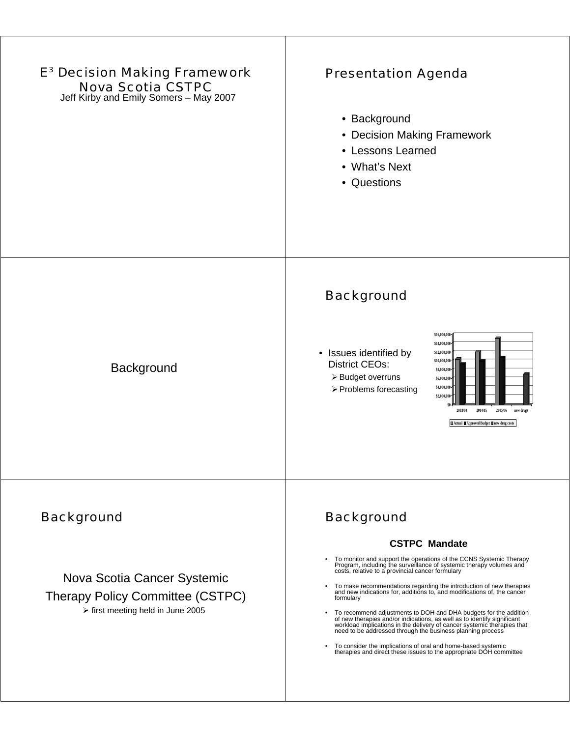# $E^3$ Decision Making Framework Nova Scotia CSTPC

Jeff Kirby and Emily Somers – May 2007

## Presentation Agenda

- Background
- Decision Making Framework
- Lessons Learned
- What's Next
- Questions

## Background

## Background

- Issues identified by District CEOs:
  - Budget overruns
  - Problems forecasting

$16,000,000
$14,000,000
$12,000,000
$10,000,000
$8,000,000
$6,000,000
$4,000,000
$2,000,000
$0

2003/04 2004/05 2005/06 new drugs

Actual | Approved Budget | new drug costs

## Background

Nova Scotia Cancer Systemic Therapy Policy Committee (CSTPC)

- first meeting held in June 2005

## Background

**CSTPC Mandate**

- To monitor and support the operations of the CCNS Systemic Therapy Program, including the surveillance of systemic therapy volumes and costs, relative to a provincial cancer formulary
- To make recommendations regarding the introduction of new therapies and new indications for, additions to, and modifications of, the cancer formulary
- To recommend adjustments to DOH and DHA budgets for the addition of new therapies and/or indications, as well as to identify significant workload implications in the delivery of cancer systemic therapies that need to be addressed through the business planning process
- To consider the implications of oral and home-based systemic therapies and direct these issues to the appropriate DOH committee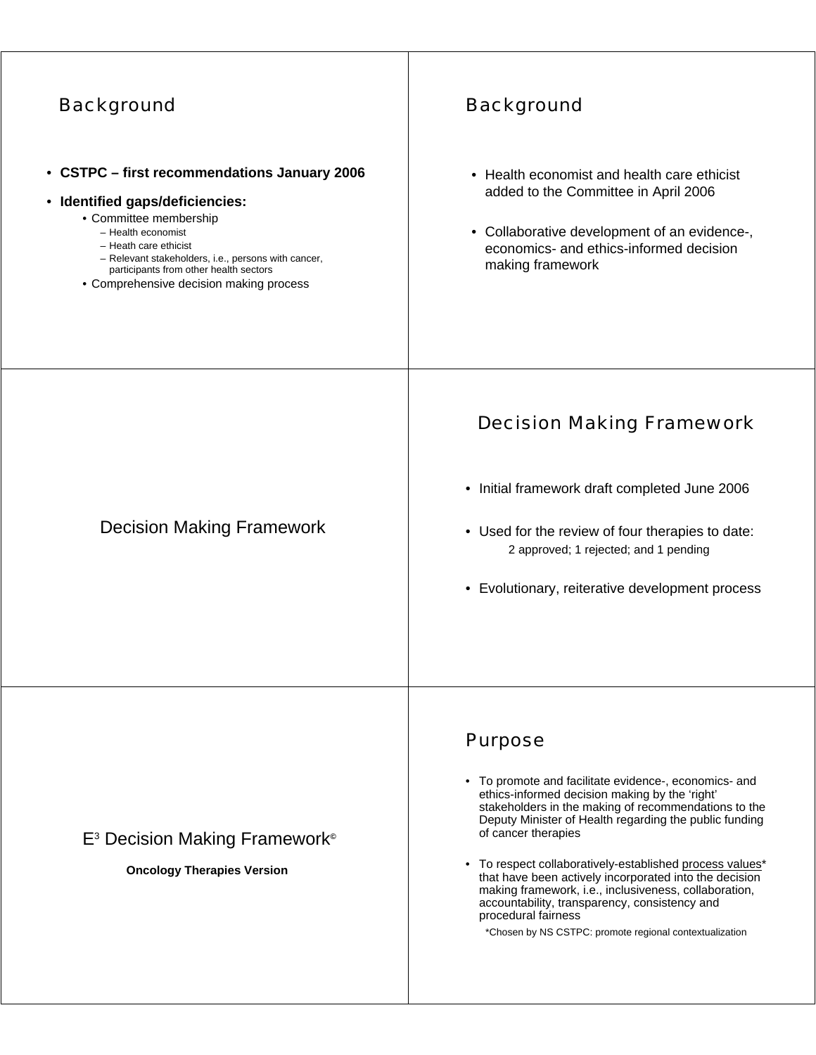## Background

- **CSTPC – first recommendations January 2006**
- **Identified gaps/deficiencies:**
  - Committee membership
    - Health economist
    - Heath care ethicist
    - Relevant stakeholders, i.e., persons with cancer, participants from other health sectors
  - Comprehensive decision making process

## Background

- Health economist and health care ethicist added to the Committee in April 2006
- Collaborative development of an evidence-, economics- and ethics-informed decision making framework

## Decision Making Framework

## Decision Making Framework

- Initial framework draft completed June 2006
- Used for the review of four therapies to date:
  2 approved; 1 rejected; and 1 pending
- Evolutionary, reiterative development process

## $E^3$ Decision Making Framework©

**Oncology Therapies Version**

## Purpose

- To promote and facilitate evidence-, economics- and ethics-informed decision making by the 'right' stakeholders in the making of recommendations to the Deputy Minister of Health regarding the public funding of cancer therapies
- To respect collaboratively-established process values* that have been actively incorporated into the decision making framework, i.e., inclusiveness, collaboration, accountability, transparency, consistency and procedural fairness

  *Chosen by NS CSTPC: promote regional contextualization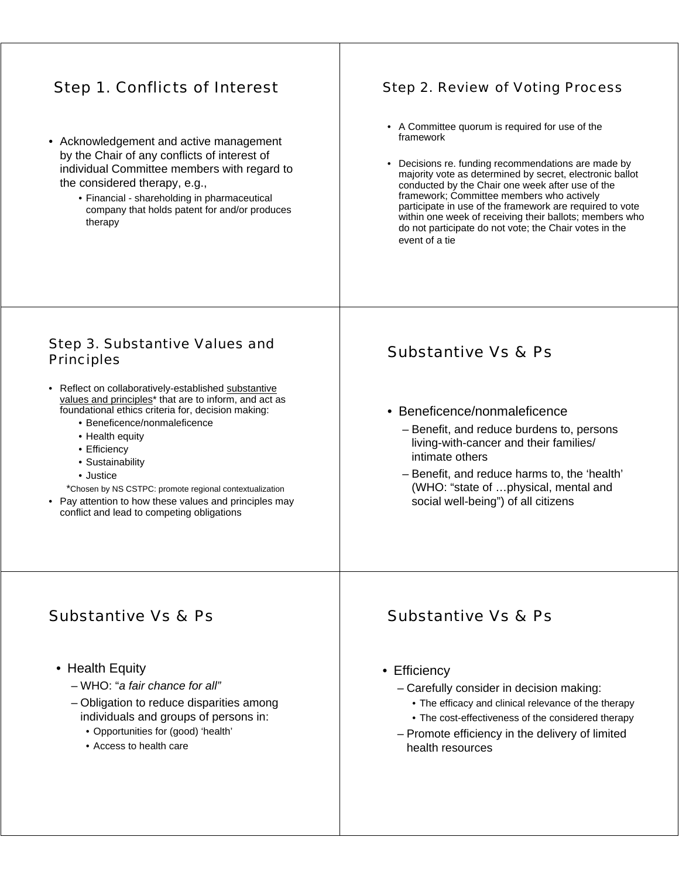## Step 1. Conflicts of Interest

- Acknowledgement and active management by the Chair of any conflicts of interest of individual Committee members with regard to the considered therapy, e.g.,
  - Financial - shareholding in pharmaceutical company that holds patent for and/or produces therapy

## Step 2. Review of Voting Process

- A Committee quorum is required for use of the framework
- Decisions re. funding recommendations are made by majority vote as determined by secret, electronic ballot conducted by the Chair one week after use of the framework; Committee members who actively participate in use of the framework are required to vote within one week of receiving their ballots; members who do not participate do not vote; the Chair votes in the event of a tie

## Step 3. Substantive Values and Principles

- Reflect on collaboratively-established <u>substantive values and principles</u>* that are to inform, and act as foundational ethics criteria for, decision making:
  - Beneficence/nonmaleficence
  - Health equity
  - Efficiency
  - Sustainability
  - Justice

  *Chosen by NS CSTPC: promote regional contextualization
- Pay attention to how these values and principles may conflict and lead to competing obligations

## Substantive Vs & Ps

- Beneficence/nonmaleficence
  - Benefit, and reduce burdens to, persons living-with-cancer and their families/ intimate others
  - Benefit, and reduce harms to, the 'health' (WHO: "state of …physical, mental and social well-being") of all citizens

## Substantive Vs & Ps

- Health Equity
  - WHO: "*a fair chance for all"*
  - Obligation to reduce disparities among individuals and groups of persons in:
    - Opportunities for (good) 'health'
    - Access to health care

## Substantive Vs & Ps

- Efficiency
  - Carefully consider in decision making:
    - The efficacy and clinical relevance of the therapy
    - The cost-effectiveness of the considered therapy
  - Promote efficiency in the delivery of limited health resources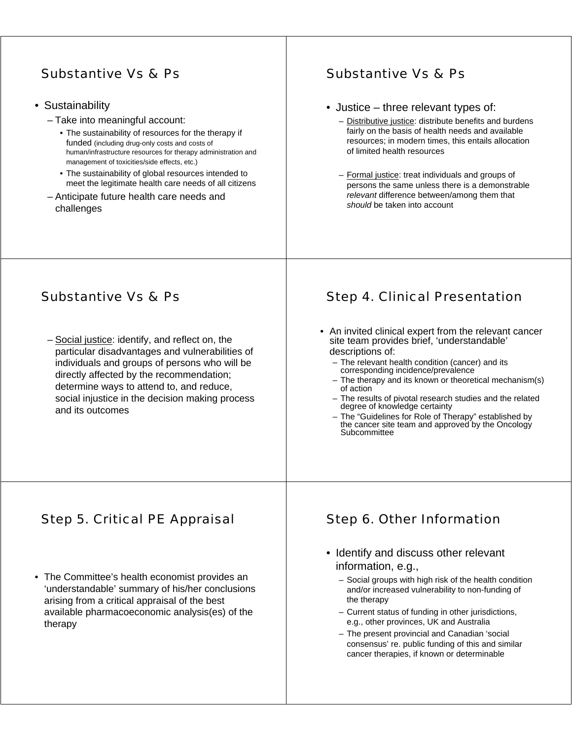## Substantive Vs & Ps

- Sustainability
  - Take into meaningful account:
    - The sustainability of resources for the therapy if funded (including drug-only costs and costs of human/infrastructure resources for therapy administration and management of toxicities/side effects, etc.)
    - The sustainability of global resources intended to meet the legitimate health care needs of all citizens
  - Anticipate future health care needs and challenges

## Substantive Vs & Ps

- Justice – three relevant types of:
  - Distributive justice: distribute benefits and burdens fairly on the basis of health needs and available resources; in modern times, this entails allocation of limited health resources
  - Formal justice: treat individuals and groups of persons the same unless there is a demonstrable *relevant* difference between/among them that *should* be taken into account

## Substantive Vs & Ps

- Social justice: identify, and reflect on, the particular disadvantages and vulnerabilities of individuals and groups of persons who will be directly affected by the recommendation; determine ways to attend to, and reduce, social injustice in the decision making process and its outcomes

## Step 4. Clinical Presentation

- An invited clinical expert from the relevant cancer site team provides brief, 'understandable' descriptions of:
  - The relevant health condition (cancer) and its corresponding incidence/prevalence
  - The therapy and its known or theoretical mechanism(s) of action
  - The results of pivotal research studies and the related degree of knowledge certainty
  - The "Guidelines for Role of Therapy" established by the cancer site team and approved by the Oncology Subcommittee

## Step 5. Critical PE Appraisal

- The Committee's health economist provides an 'understandable' summary of his/her conclusions arising from a critical appraisal of the best available pharmacoeconomic analysis(es) of the therapy

## Step 6. Other Information

- Identify and discuss other relevant information, e.g.,
  - Social groups with high risk of the health condition and/or increased vulnerability to non-funding of the therapy
  - Current status of funding in other jurisdictions, e.g., other provinces, UK and Australia
  - The present provincial and Canadian 'social consensus' re. public funding of this and similar cancer therapies, if known or determinable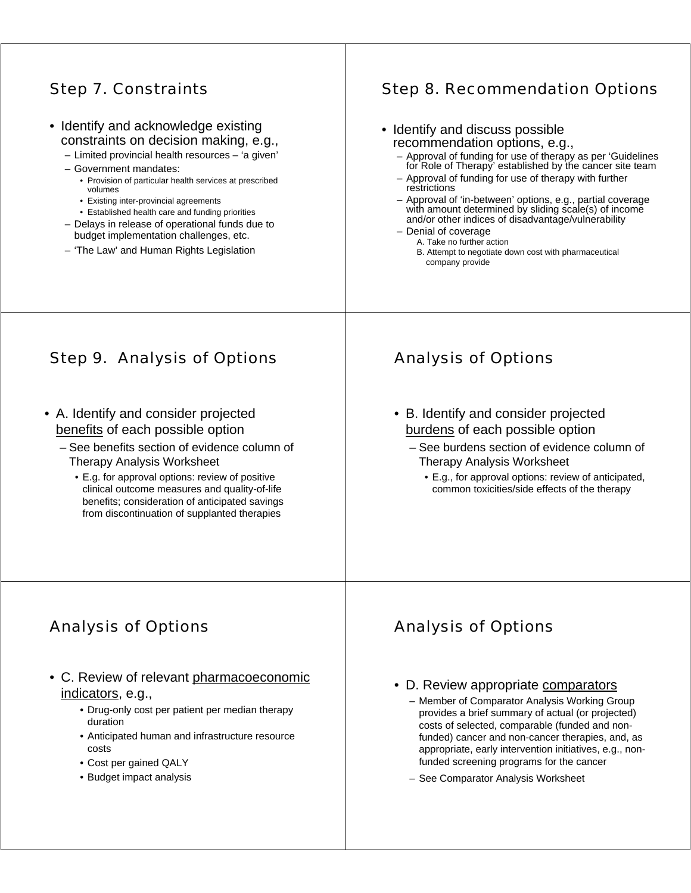## Step 7. Constraints

- Identify and acknowledge existing constraints on decision making, e.g.,
  - Limited provincial health resources – 'a given'
  - Government mandates:
    - Provision of particular health services at prescribed volumes
    - Existing inter-provincial agreements
    - Established health care and funding priorities
  - Delays in release of operational funds due to budget implementation challenges, etc.
  - 'The Law' and Human Rights Legislation

## Step 8. Recommendation Options

- Identify and discuss possible recommendation options, e.g.,
  - Approval of funding for use of therapy as per 'Guidelines for Role of Therapy' established by the cancer site team
  - Approval of funding for use of therapy with further restrictions
  - Approval of 'in-between' options, e.g., partial coverage with amount determined by sliding scale(s) of income and/or other indices of disadvantage/vulnerability
  - Denial of coverage
    - A. Take no further action
    - B. Attempt to negotiate down cost with pharmaceutical company provide

## Step 9. Analysis of Options

- A. Identify and consider projected <u>benefits</u> of each possible option
  - See benefits section of evidence column of Therapy Analysis Worksheet
    - E.g. for approval options: review of positive clinical outcome measures and quality-of-life benefits; consideration of anticipated savings from discontinuation of supplanted therapies

## Analysis of Options

- B. Identify and consider projected <u>burdens</u> of each possible option
  - See burdens section of evidence column of Therapy Analysis Worksheet
    - E.g., for approval options: review of anticipated, common toxicities/side effects of the therapy

## Analysis of Options

- C. Review of relevant <u>pharmacoeconomic indicators</u>, e.g.,
  - Drug-only cost per patient per median therapy duration
  - Anticipated human and infrastructure resource costs
  - Cost per gained QALY
  - Budget impact analysis

## Analysis of Options

- D. Review appropriate <u>comparators</u>
  - Member of Comparator Analysis Working Group provides a brief summary of actual (or projected) costs of selected, comparable (funded and non-funded) cancer and non-cancer therapies, and, as appropriate, early intervention initiatives, e.g., non-funded screening programs for the cancer
  - See Comparator Analysis Worksheet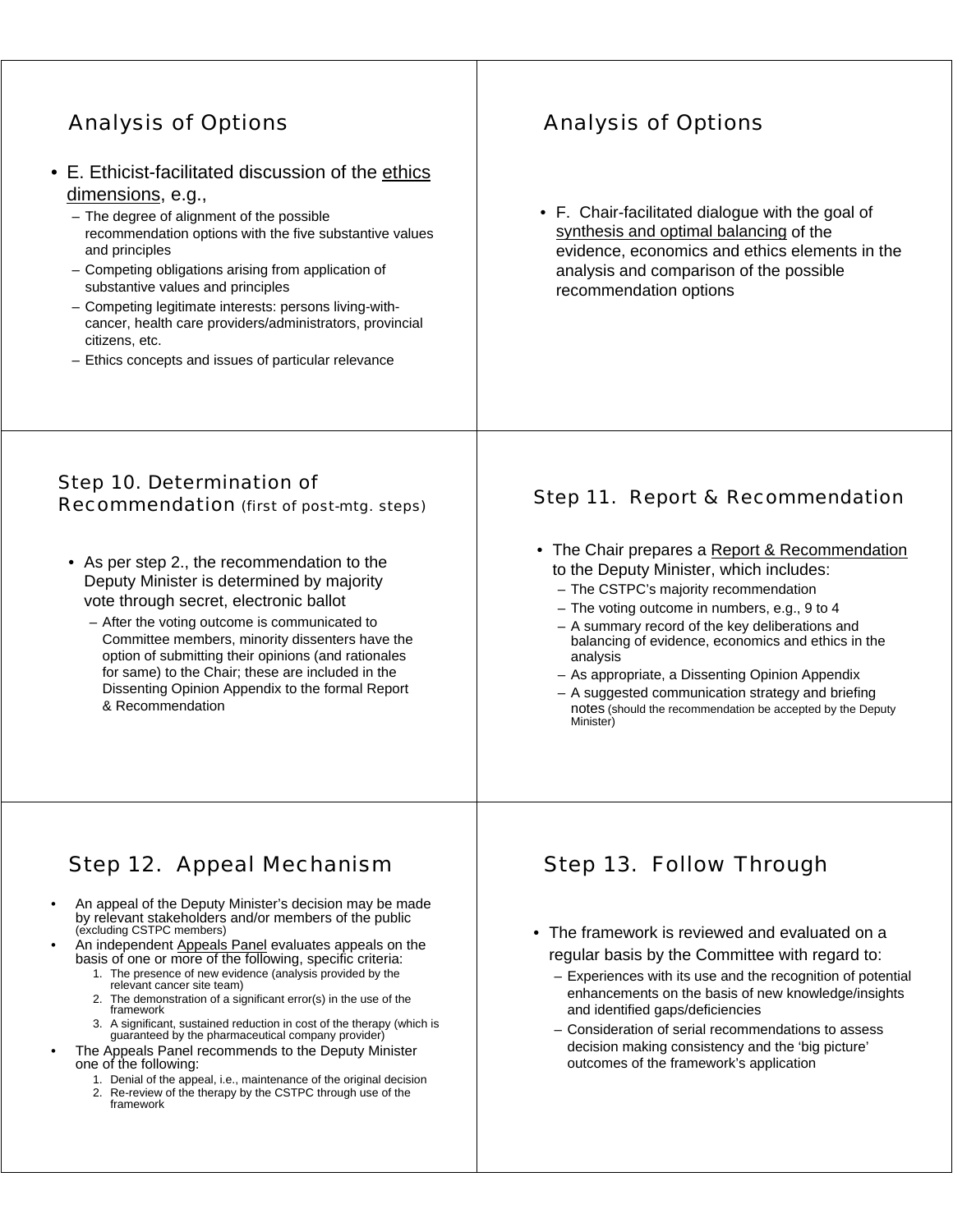## Analysis of Options

- E. Ethicist-facilitated discussion of the ethics dimensions, e.g.,
  - The degree of alignment of the possible recommendation options with the five substantive values and principles
  - Competing obligations arising from application of substantive values and principles
  - Competing legitimate interests: persons living-with-cancer, health care providers/administrators, provincial citizens, etc.
  - Ethics concepts and issues of particular relevance

## Analysis of Options

- F. Chair-facilitated dialogue with the goal of synthesis and optimal balancing of the evidence, economics and ethics elements in the analysis and comparison of the possible recommendation options

## Step 10. Determination of Recommendation (first of post-mtg. steps)

- As per step 2., the recommendation to the Deputy Minister is determined by majority vote through secret, electronic ballot
  - After the voting outcome is communicated to Committee members, minority dissenters have the option of submitting their opinions (and rationales for same) to the Chair; these are included in the Dissenting Opinion Appendix to the formal Report & Recommendation

## Step 11. Report & Recommendation

- The Chair prepares a Report & Recommendation to the Deputy Minister, which includes:
  - The CSTPC's majority recommendation
  - The voting outcome in numbers, e.g., 9 to 4
  - A summary record of the key deliberations and balancing of evidence, economics and ethics in the analysis
  - As appropriate, a Dissenting Opinion Appendix
  - A suggested communication strategy and briefing notes (should the recommendation be accepted by the Deputy Minister)

## Step 12. Appeal Mechanism

- An appeal of the Deputy Minister's decision may be made by relevant stakeholders and/or members of the public (excluding CSTPC members)
- An independent Appeals Panel evaluates appeals on the basis of one or more of the following, specific criteria:
  1. The presence of new evidence (analysis provided by the relevant cancer site team)
  2. The demonstration of a significant error(s) in the use of the framework
  3. A significant, sustained reduction in cost of the therapy (which is guaranteed by the pharmaceutical company provider)
- The Appeals Panel recommends to the Deputy Minister one of the following:
  1. Denial of the appeal, i.e., maintenance of the original decision
  2. Re-review of the therapy by the CSTPC through use of the framework

## Step 13. Follow Through

- The framework is reviewed and evaluated on a regular basis by the Committee with regard to:
  - Experiences with its use and the recognition of potential enhancements on the basis of new knowledge/insights and identified gaps/deficiencies
  - Consideration of serial recommendations to assess decision making consistency and the 'big picture' outcomes of the framework's application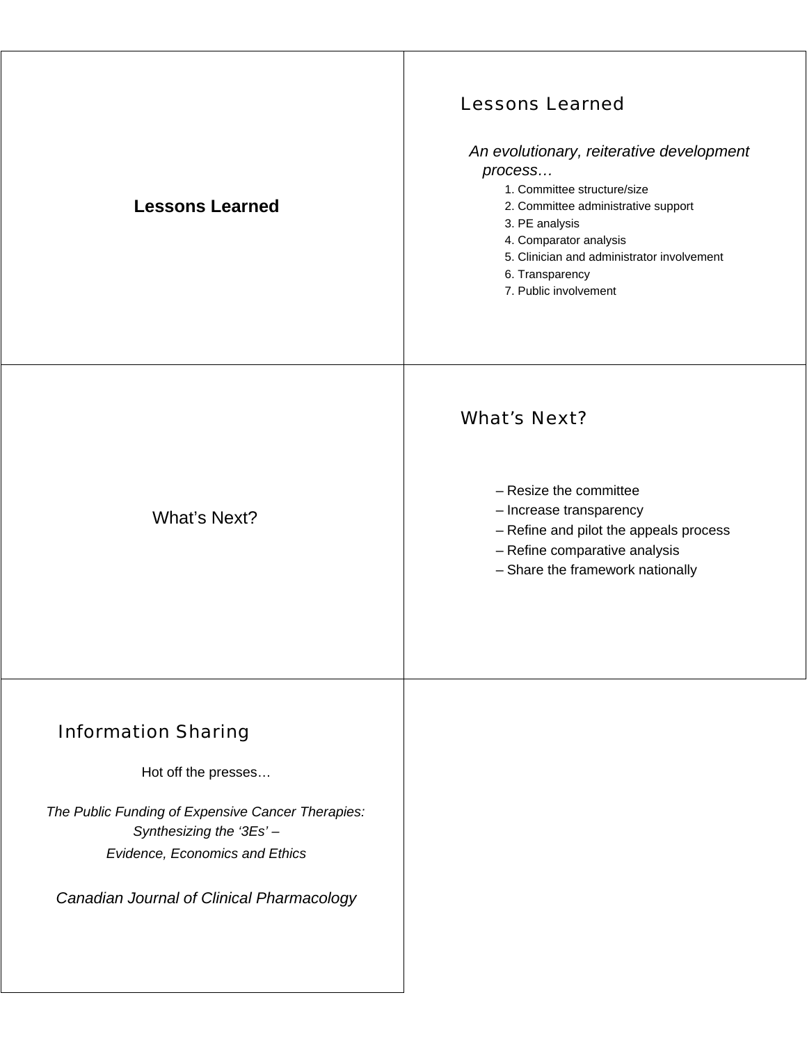## Lessons Learned

## Lessons Learned

*An evolutionary, reiterative development process…*

1. Committee structure/size
2. Committee administrative support
3. PE analysis
4. Comparator analysis
5. Clinician and administrator involvement
6. Transparency
7. Public involvement

## What's Next?

## What's Next?

- Resize the committee
- Increase transparency
- Refine and pilot the appeals process
- Refine comparative analysis
- Share the framework nationally

## Information Sharing

Hot off the presses…

*The Public Funding of Expensive Cancer Therapies: Synthesizing the '3Es' – Evidence, Economics and Ethics*

*Canadian Journal of Clinical Pharmacology*